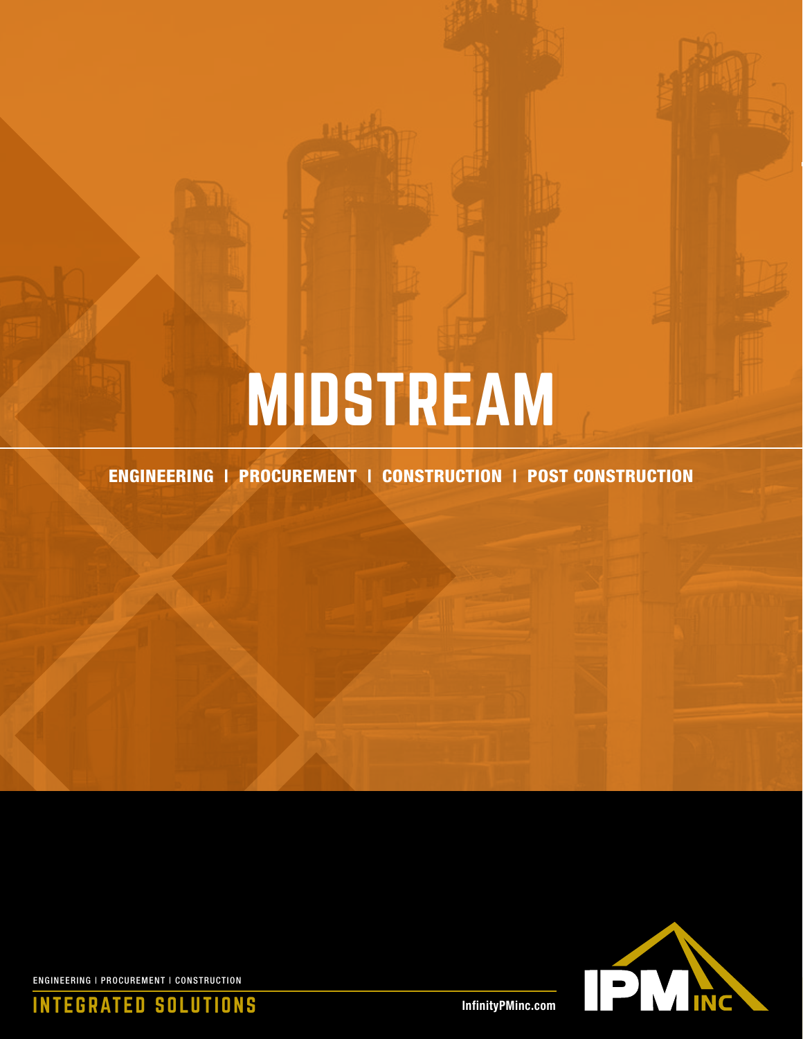# MIDSTREAM

**ENGINEERING | PROCUREMENT | CONSTRUCTION | POST CONSTRUCTION**

ENGINEERING | PROCUREMENT | CONSTRUCTION

INTEGRATED SOLUTIONS

InfinityPMinc.com

IPM INC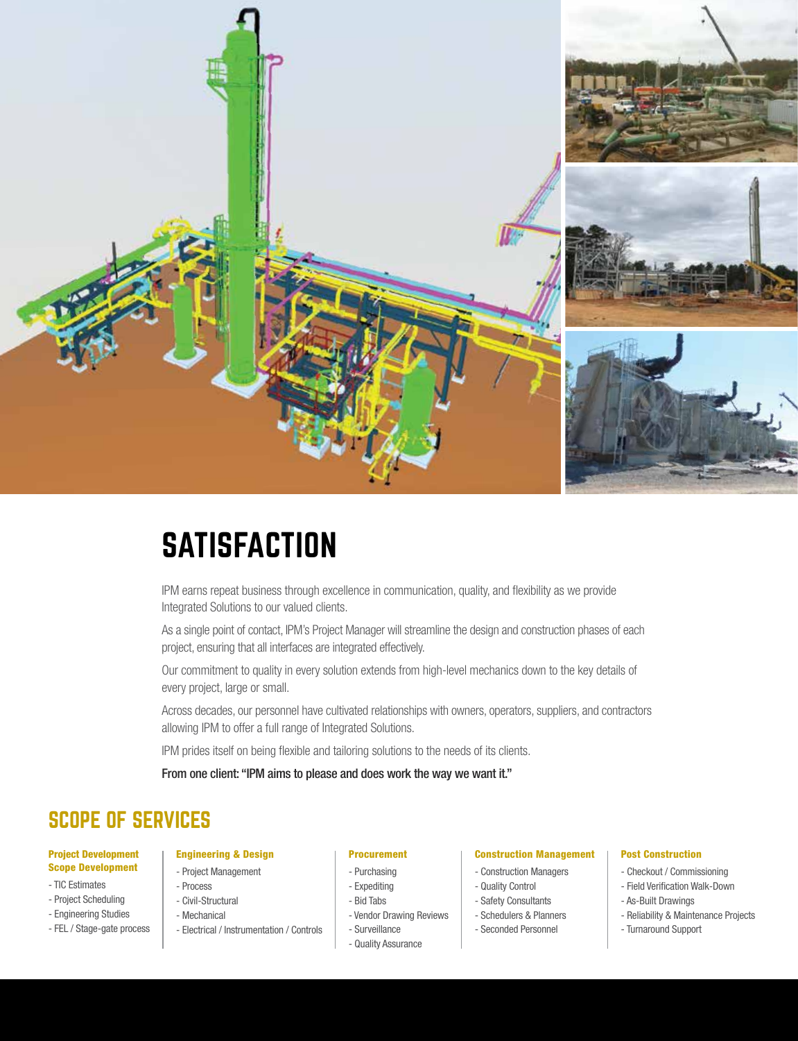# SATISFACTION

IPM earns repeat business through excellence in communication, quality, and flexibility as we provide Integrated Solutions to our valued clients.

As a single point of contact, IPM's Project Manager will streamline the design and construction phases of each project, ensuring that all interfaces are integrated effectively.

Our commitment to quality in every solution extends from high-level mechanics down to the key details of every project, large or small.

Across decades, our personnel have cultivated relationships with owners, operators, suppliers, and contractors allowing IPM to offer a full range of Integrated Solutions.

IPM prides itself on being flexible and tailoring solutions to the needs of its clients.

From one client: "IPM aims to please and does work the way we want it."

## SCOPE OF SERVICES

### Project Development Scope Development

- TIC Estimates
- Project Scheduling
- Engineering Studies
- FEL / Stage-gate process

### Engineering & Design

- Project Management
- Process
- Civil-Structural
- Mechanical
- Electrical / Instrumentation / Controls

### Procurement

- Purchasing
- Expediting
- Bid Tabs
- Vendor Drawing Reviews
- Surveillance
- Quality Assurance

### Construction Management

- Construction Managers
- Quality Control
- Safety Consultants
- Schedulers & Planners
- Seconded Personnel

### Post Construction

- Checkout / Commissioning
- Field Verification Walk-Down
- As-Built Drawings
- Reliability & Maintenance Projects
- Turnaround Support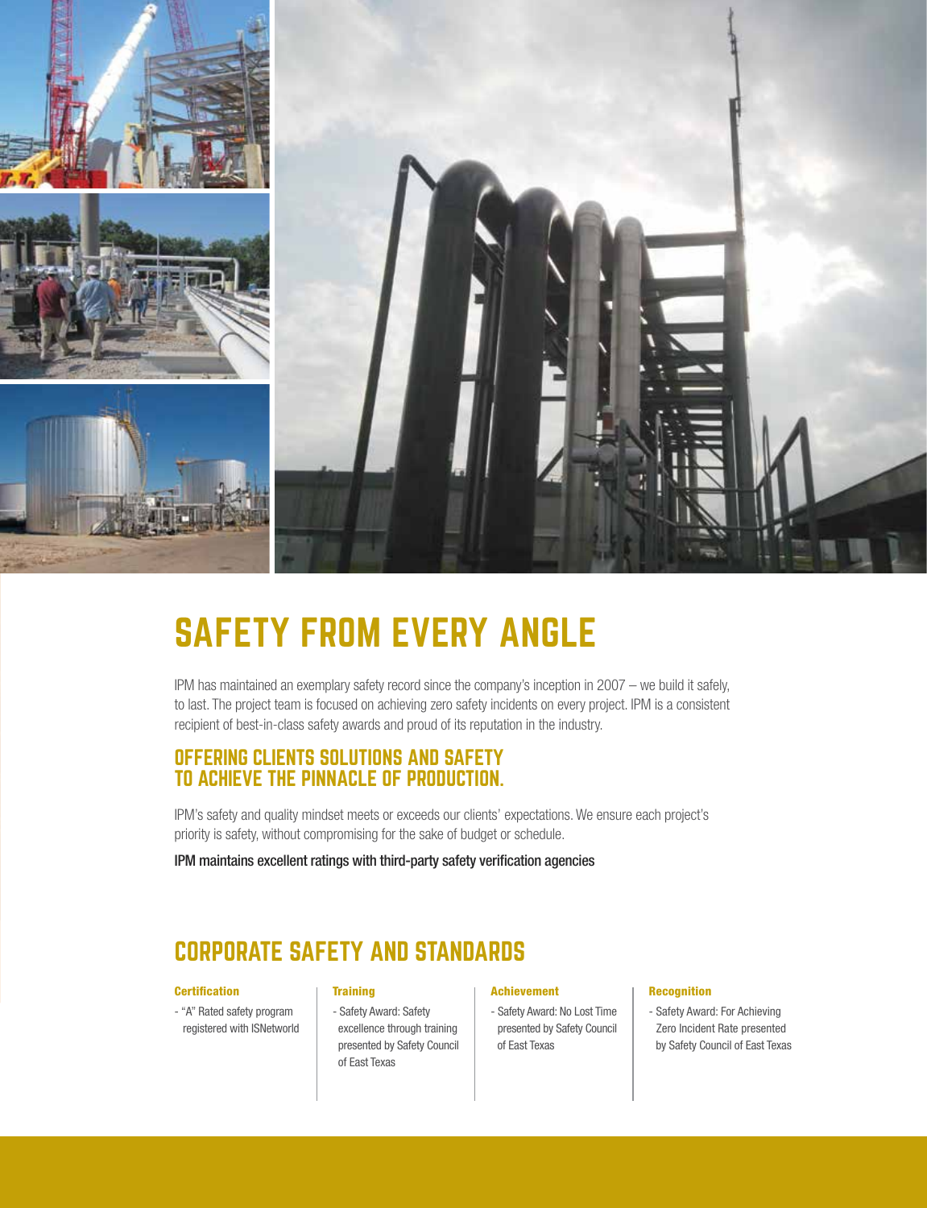# SAFETY FROM EVERY ANGLE

IPM has maintained an exemplary safety record since the company's inception in 2007 – we build it safely, to last. The project team is focused on achieving zero safety incidents on every project. IPM is a consistent recipient of best-in-class safety awards and proud of its reputation in the industry.

## OFFERING CLIENTS SOLUTIONS AND SAFETY TO ACHIEVE THE PINNACLE OF PRODUCTION.

IPM's safety and quality mindset meets or exceeds our clients' expectations. We ensure each project's priority is safety, without compromising for the sake of budget or schedule.

IPM maintains excellent ratings with third-party safety verification agencies

# CORPORATE SAFETY AND STANDARDS

**Certification**

- "A" Rated safety program registered with ISNetworld

**Training**

- Safety Award: Safety excellence through training presented by Safety Council of East Texas

**Achievement**

- Safety Award: No Lost Time presented by Safety Council of East Texas

**Recognition**

- Safety Award: For Achieving Zero Incident Rate presented by Safety Council of East Texas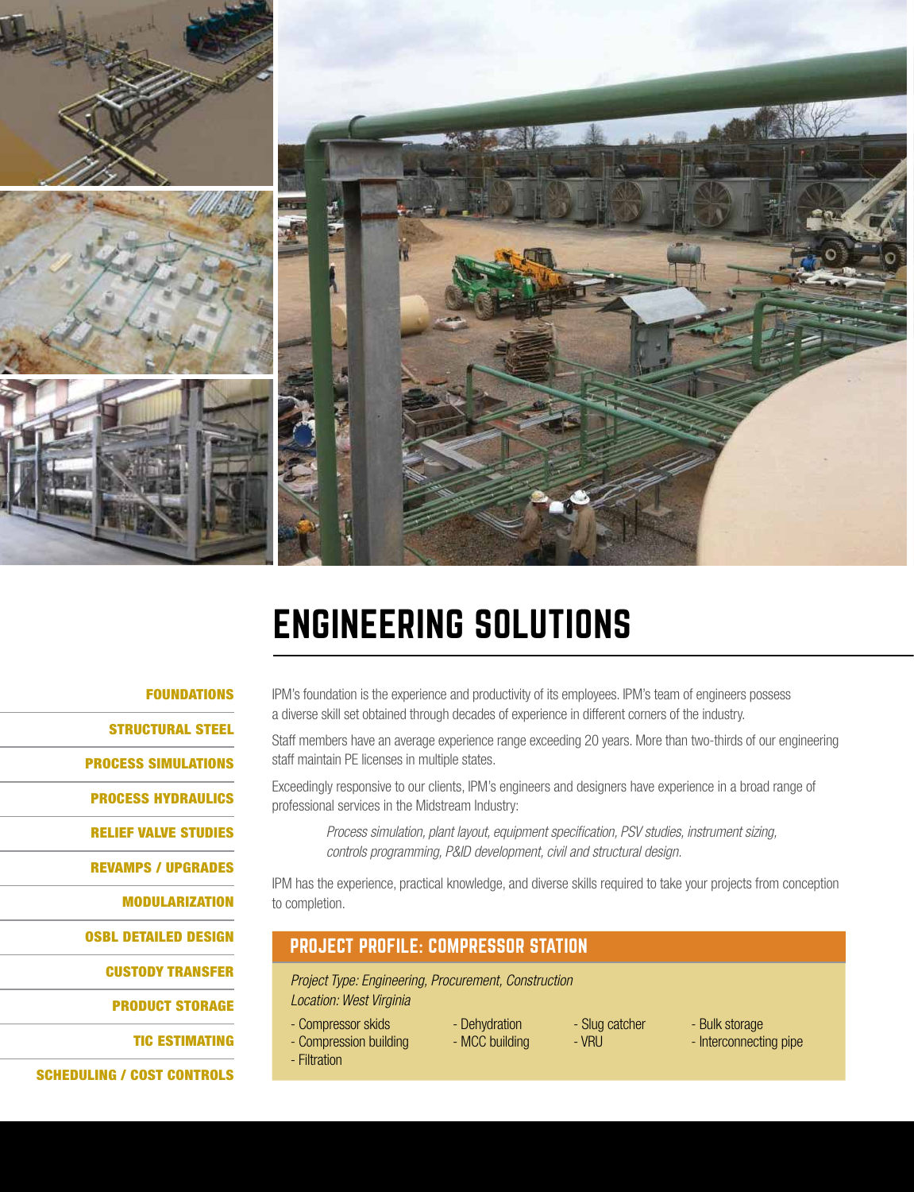# ENGINEERING SOLUTIONS

- FOUNDATIONS
- STRUCTURAL STEEL
- PROCESS SIMULATIONS
- PROCESS HYDRAULICS
- RELIEF VALVE STUDIES
- REVAMPS / UPGRADES
- MODULARIZATION
- OSBL DETAILED DESIGN
- CUSTODY TRANSFER
- PRODUCT STORAGE
- TIC ESTIMATING
- SCHEDULING / COST CONTROLS

IPM's foundation is the experience and productivity of its employees. IPM's team of engineers possess a diverse skill set obtained through decades of experience in different corners of the industry.

Staff members have an average experience range exceeding 20 years. More than two-thirds of our engineering staff maintain PE licenses in multiple states.

Exceedingly responsive to our clients, IPM's engineers and designers have experience in a broad range of professional services in the Midstream Industry:

> *Process simulation, plant layout, equipment specification, PSV studies, instrument sizing, controls programming, P&ID development, civil and structural design.*

IPM has the experience, practical knowledge, and diverse skills required to take your projects from conception to completion.

## PROJECT PROFILE: COMPRESSOR STATION

*Project Type: Engineering, Procurement, Construction*
*Location: West Virginia*

- Compressor skids
- Compression building
- Filtration
- Dehydration
- MCC building
- Slug catcher
- VRU
- Bulk storage
- Interconnecting pipe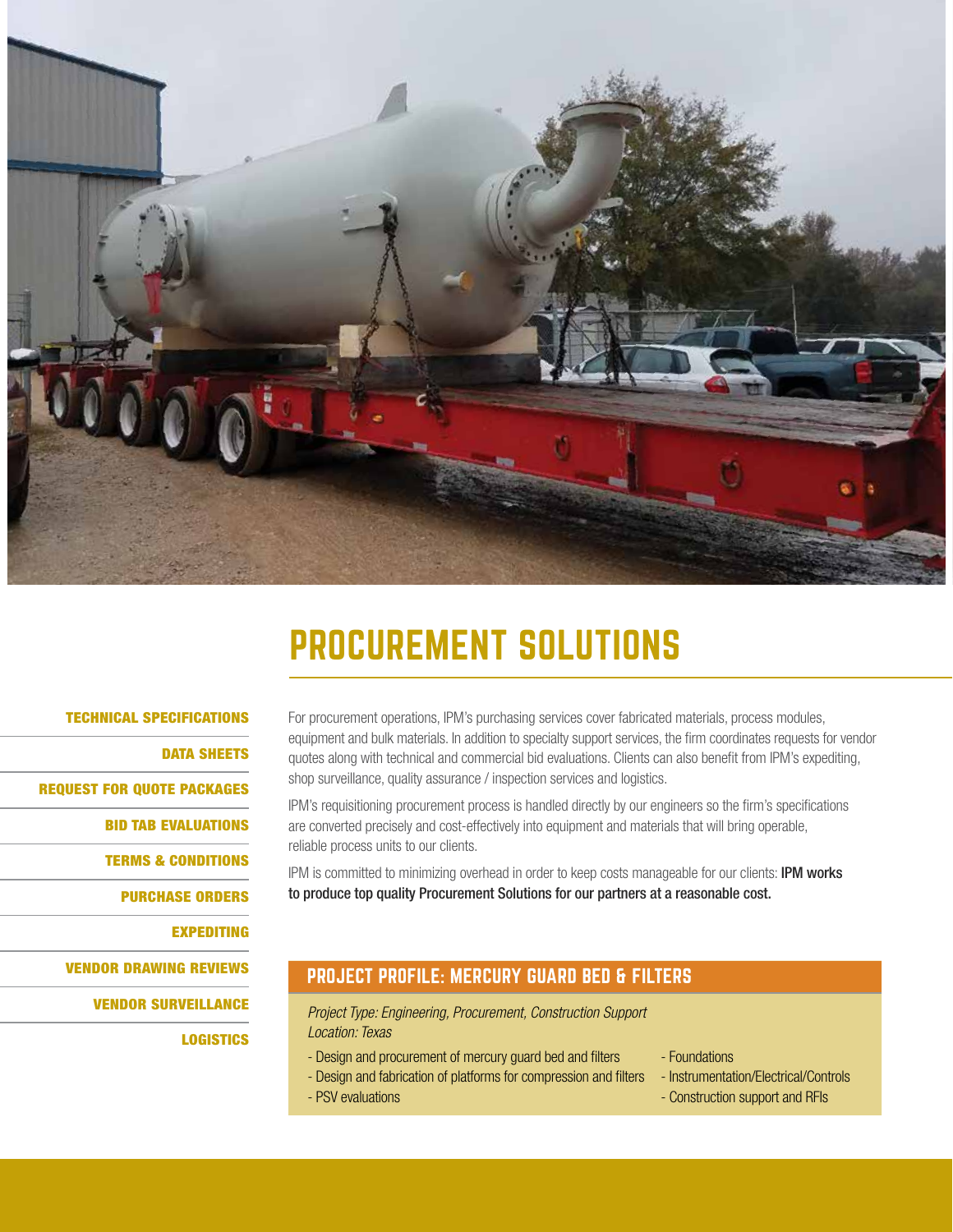# PROCUREMENT SOLUTIONS

**TECHNICAL SPECIFICATIONS**

**DATA SHEETS**

**REQUEST FOR QUOTE PACKAGES**

**BID TAB EVALUATIONS**

**TERMS & CONDITIONS**

**PURCHASE ORDERS**

**EXPEDITING**

**VENDOR DRAWING REVIEWS**

**VENDOR SURVEILLANCE**

**LOGISTICS**

For procurement operations, IPM's purchasing services cover fabricated materials, process modules, equipment and bulk materials. In addition to specialty support services, the firm coordinates requests for vendor quotes along with technical and commercial bid evaluations. Clients can also benefit from IPM's expediting, shop surveillance, quality assurance / inspection services and logistics.

IPM's requisitioning procurement process is handled directly by our engineers so the firm's specifications are converted precisely and cost-effectively into equipment and materials that will bring operable, reliable process units to our clients.

IPM is committed to minimizing overhead in order to keep costs manageable for our clients: **IPM works to produce top quality Procurement Solutions for our partners at a reasonable cost.**

## PROJECT PROFILE: MERCURY GUARD BED & FILTERS

*Project Type: Engineering, Procurement, Construction Support*
*Location: Texas*

- Design and procurement of mercury guard bed and filters
- Design and fabrication of platforms for compression and filters
- PSV evaluations
- Foundations
- Instrumentation/Electrical/Controls
- Construction support and RFIs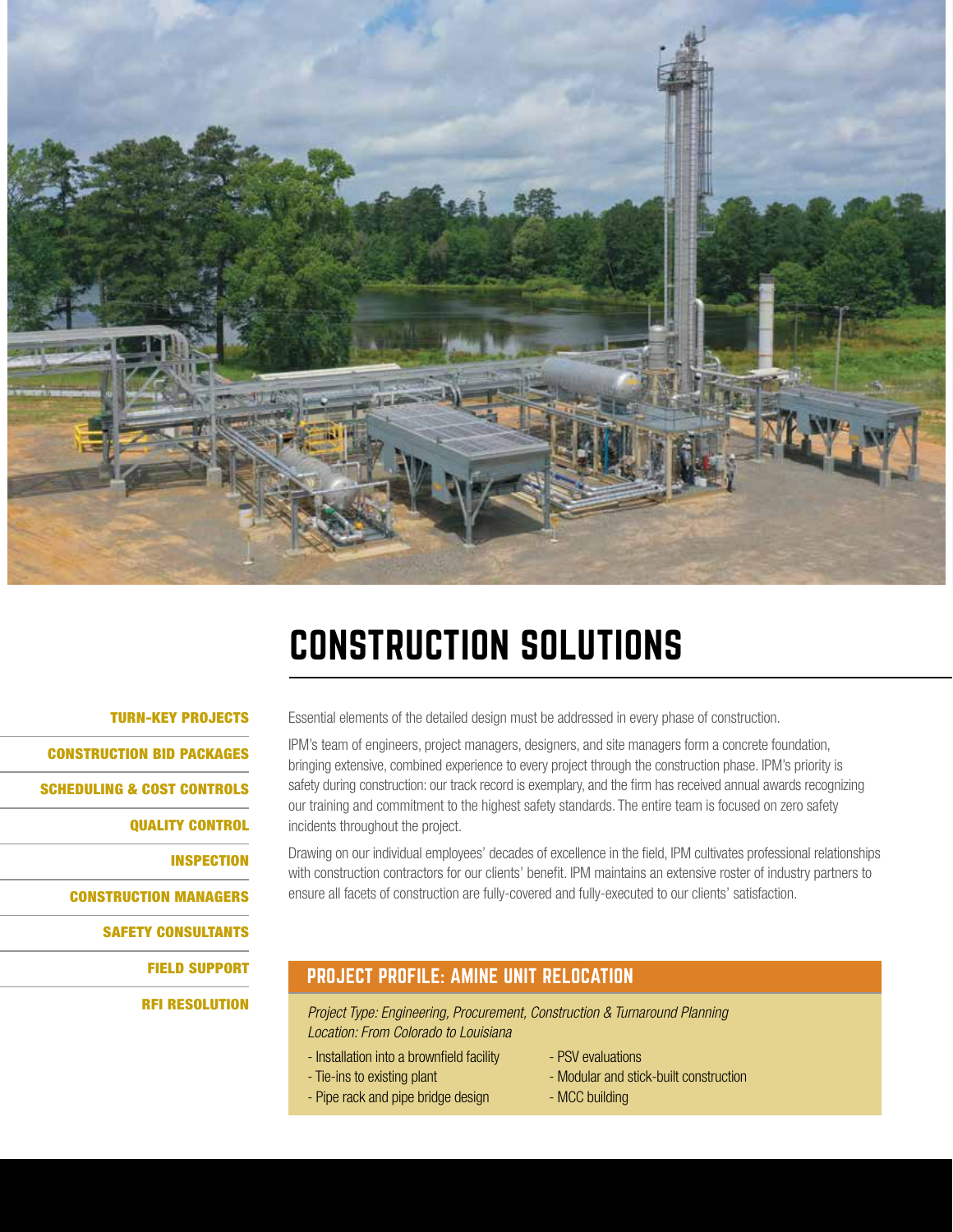# CONSTRUCTION SOLUTIONS

**TURN-KEY PROJECTS**

**CONSTRUCTION BID PACKAGES**

**SCHEDULING & COST CONTROLS**

**QUALITY CONTROL**

**INSPECTION**

**CONSTRUCTION MANAGERS**

**SAFETY CONSULTANTS**

**FIELD SUPPORT**

**RFI RESOLUTION**

Essential elements of the detailed design must be addressed in every phase of construction.

IPM's team of engineers, project managers, designers, and site managers form a concrete foundation, bringing extensive, combined experience to every project through the construction phase. IPM's priority is safety during construction: our track record is exemplary, and the firm has received annual awards recognizing our training and commitment to the highest safety standards. The entire team is focused on zero safety incidents throughout the project.

Drawing on our individual employees' decades of excellence in the field, IPM cultivates professional relationships with construction contractors for our clients' benefit. IPM maintains an extensive roster of industry partners to ensure all facets of construction are fully-covered and fully-executed to our clients' satisfaction.

## PROJECT PROFILE: AMINE UNIT RELOCATION

*Project Type: Engineering, Procurement, Construction & Turnaround Planning*
*Location: From Colorado to Louisiana*

- Installation into a brownfield facility
- Tie-ins to existing plant
- Pipe rack and pipe bridge design
- PSV evaluations
- Modular and stick-built construction
- MCC building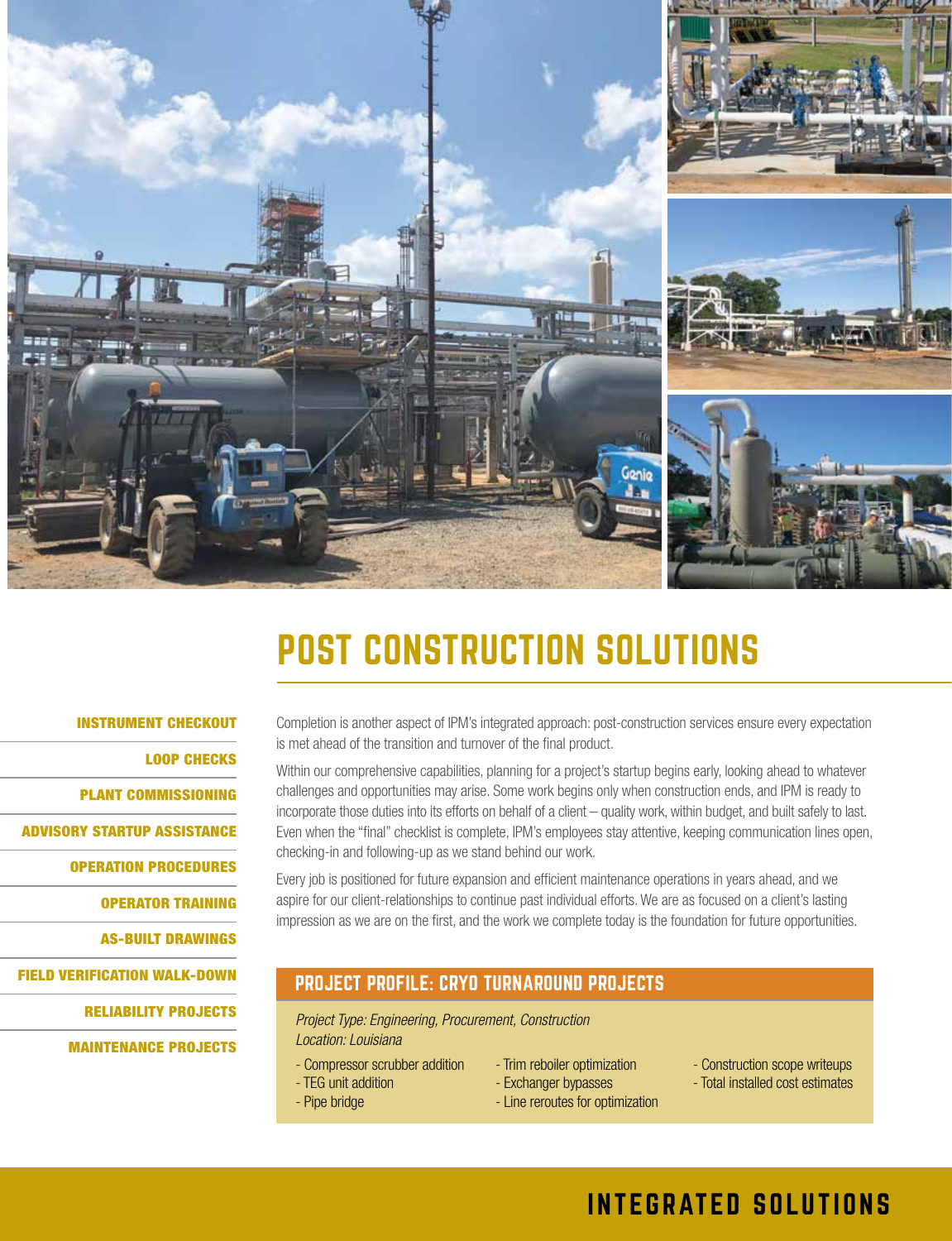# POST CONSTRUCTION SOLUTIONS

- INSTRUMENT CHECKOUT
- LOOP CHECKS
- PLANT COMMISSIONING
- ADVISORY STARTUP ASSISTANCE
- OPERATION PROCEDURES
- OPERATOR TRAINING
- AS-BUILT DRAWINGS
- FIELD VERIFICATION WALK-DOWN
- RELIABILITY PROJECTS
- MAINTENANCE PROJECTS

Completion is another aspect of IPM's integrated approach: post-construction services ensure every expectation is met ahead of the transition and turnover of the final product.

Within our comprehensive capabilities, planning for a project's startup begins early, looking ahead to whatever challenges and opportunities may arise. Some work begins only when construction ends, and IPM is ready to incorporate those duties into its efforts on behalf of a client – quality work, within budget, and built safely to last. Even when the "final" checklist is complete, IPM's employees stay attentive, keeping communication lines open, checking-in and following-up as we stand behind our work.

Every job is positioned for future expansion and efficient maintenance operations in years ahead, and we aspire for our client-relationships to continue past individual efforts. We are as focused on a client's lasting impression as we are on the first, and the work we complete today is the foundation for future opportunities.

## PROJECT PROFILE: CRYO TURNAROUND PROJECTS

*Project Type: Engineering, Procurement, Construction*
*Location: Louisiana*

- Compressor scrubber addition
- TEG unit addition
- Pipe bridge
- Trim reboiler optimization
- Exchanger bypasses
- Line reroutes for optimization
- Construction scope writeups
- Total installed cost estimates

INTEGRATED SOLUTIONS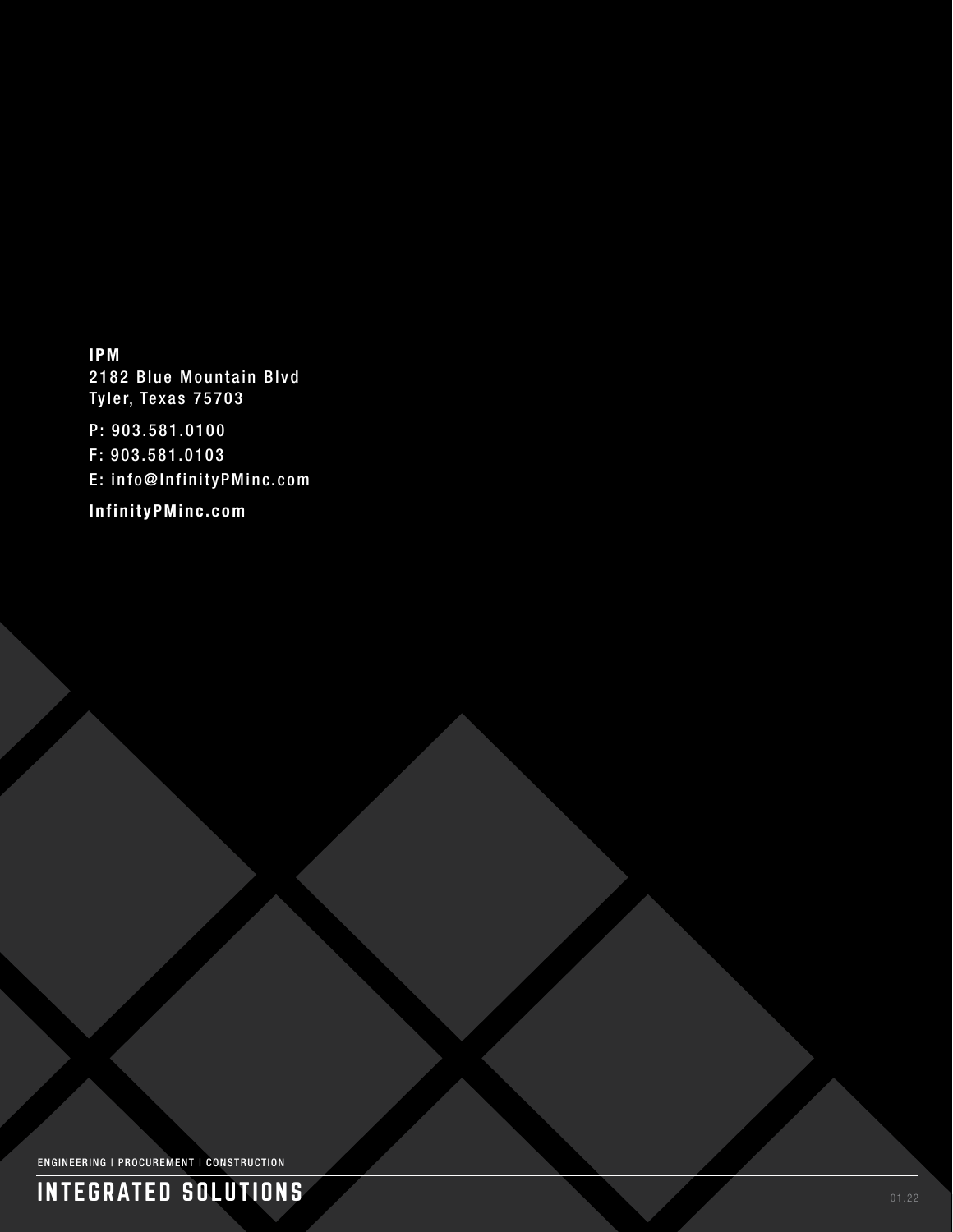**IPM**
2182 Blue Mountain Blvd
Tyler, Texas 75703

P: 903.581.0100
F: 903.581.0103
E: info@InfinityPMinc.com

**InfinityPMinc.com**

ENGINEERING | PROCUREMENT | CONSTRUCTION

# INTEGRATED SOLUTIONS

01.22